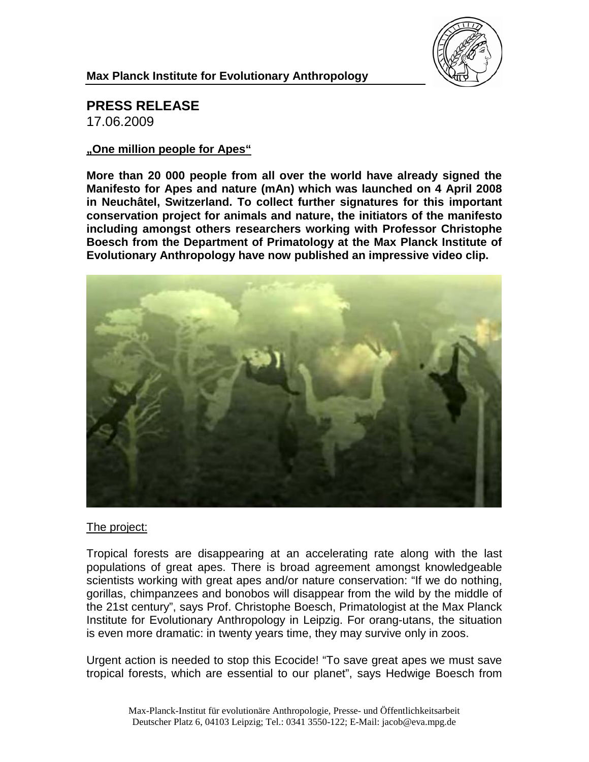**Max Planck Institute for Evolutionary Anthropology**

# PRESS RELEASE

17.06.2009

**„One million people for Apes“**

**More than 20 000 people from all over the world have already signed the Manifesto for Apes and nature (mAn) which was launched on 4 April 2008 in Neuchâtel, Switzerland. To collect further signatures for this important conservation project for animals and nature, the initiators of the manifesto including amongst others researchers working with Professor Christophe Boesch from the Department of Primatology at the Max Planck Institute of Evolutionary Anthropology have now published an impressive video clip.**

## The project:

Tropical forests are disappearing at an accelerating rate along with the last populations of great apes. There is broad agreement amongst knowledgeable scientists working with great apes and/or nature conservation: "If we do nothing, gorillas, chimpanzees and bonobos will disappear from the wild by the middle of the 21st century", says Prof. Christophe Boesch, Primatologist at the Max Planck Institute for Evolutionary Anthropology in Leipzig. For orang-utans, the situation is even more dramatic: in twenty years time, they may survive only in zoos.

Urgent action is needed to stop this Ecocide! "To save great apes we must save tropical forests, which are essential to our planet", says Hedwige Boesch from

Max-Planck-Institut für evolutionäre Anthropologie, Presse- und Öffentlichkeitsarbeit
Deutscher Platz 6, 04103 Leipzig; Tel.: 0341 3550-122; E-Mail: jacob@eva.mpg.de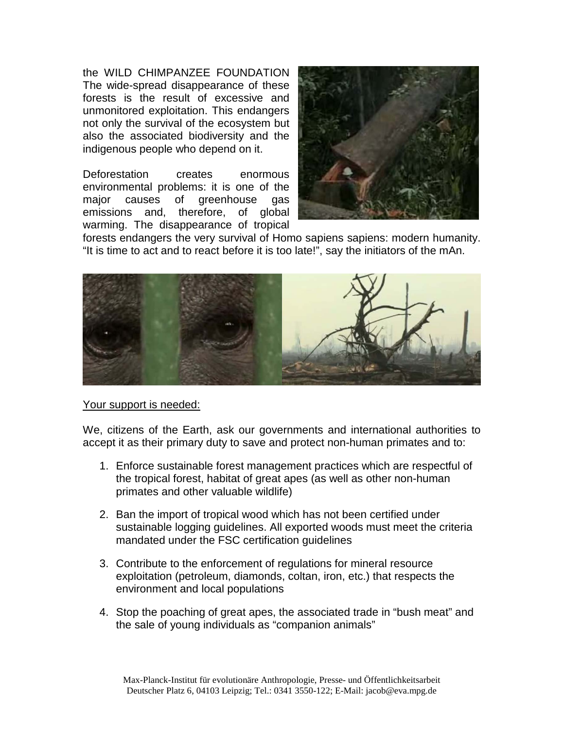the WILD CHIMPANZEE FOUNDATION The wide-spread disappearance of these forests is the result of excessive and unmonitored exploitation. This endangers not only the survival of the ecosystem but also the associated biodiversity and the indigenous people who depend on it.

Deforestation creates enormous environmental problems: it is one of the major causes of greenhouse gas emissions and, therefore, of global warming. The disappearance of tropical forests endangers the very survival of Homo sapiens sapiens: modern humanity. "It is time to act and to react before it is too late!", say the initiators of the mAn.

<u>Your support is needed:</u>

We, citizens of the Earth, ask our governments and international authorities to accept it as their primary duty to save and protect non-human primates and to:

1. Enforce sustainable forest management practices which are respectful of the tropical forest, habitat of great apes (as well as other non-human primates and other valuable wildlife)

2. Ban the import of tropical wood which has not been certified under sustainable logging guidelines. All exported woods must meet the criteria mandated under the FSC certification guidelines

3. Contribute to the enforcement of regulations for mineral resource exploitation (petroleum, diamonds, coltan, iron, etc.) that respects the environment and local populations

4. Stop the poaching of great apes, the associated trade in "bush meat" and the sale of young individuals as "companion animals"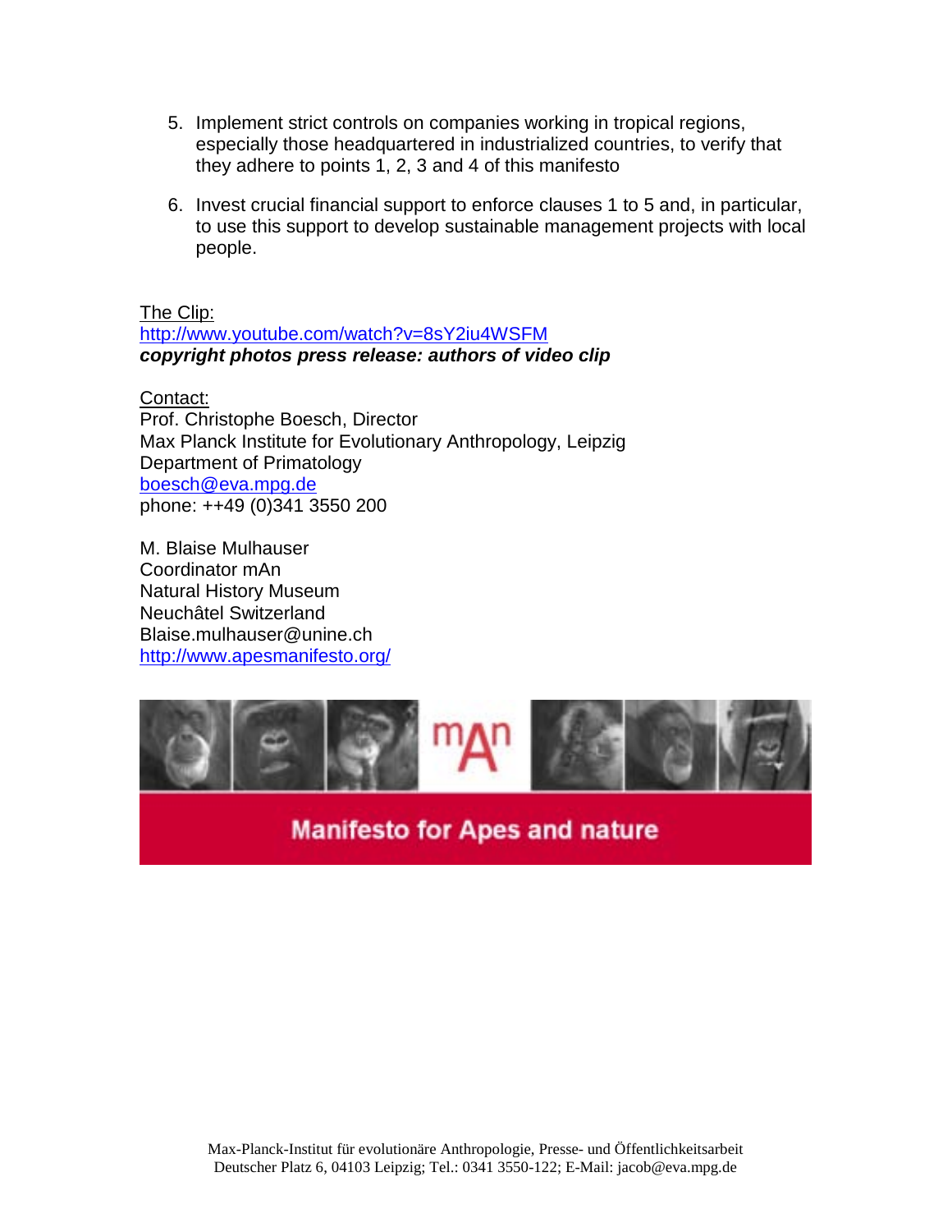5. Implement strict controls on companies working in tropical regions, especially those headquartered in industrialized countries, to verify that they adhere to points 1, 2, 3 and 4 of this manifesto

6. Invest crucial financial support to enforce clauses 1 to 5 and, in particular, to use this support to develop sustainable management projects with local people.

The Clip:
http://www.youtube.com/watch?v=8sY2iu4WSFM
***copyright photos press release: authors of video clip***

Contact:
Prof. Christophe Boesch, Director
Max Planck Institute for Evolutionary Anthropology, Leipzig
Department of Primatology
boesch@eva.mpg.de
phone: ++49 (0)341 3550 200

M. Blaise Mulhauser
Coordinator mAn
Natural History Museum
Neuchâtel Switzerland
Blaise.mulhauser@unine.ch
http://www.apesmanifesto.org/

mAn

Manifesto for Apes and nature

Max-Planck-Institut für evolutionäre Anthropologie, Presse- und Öffentlichkeitsarbeit
Deutscher Platz 6, 04103 Leipzig; Tel.: 0341 3550-122; E-Mail: jacob@eva.mpg.de